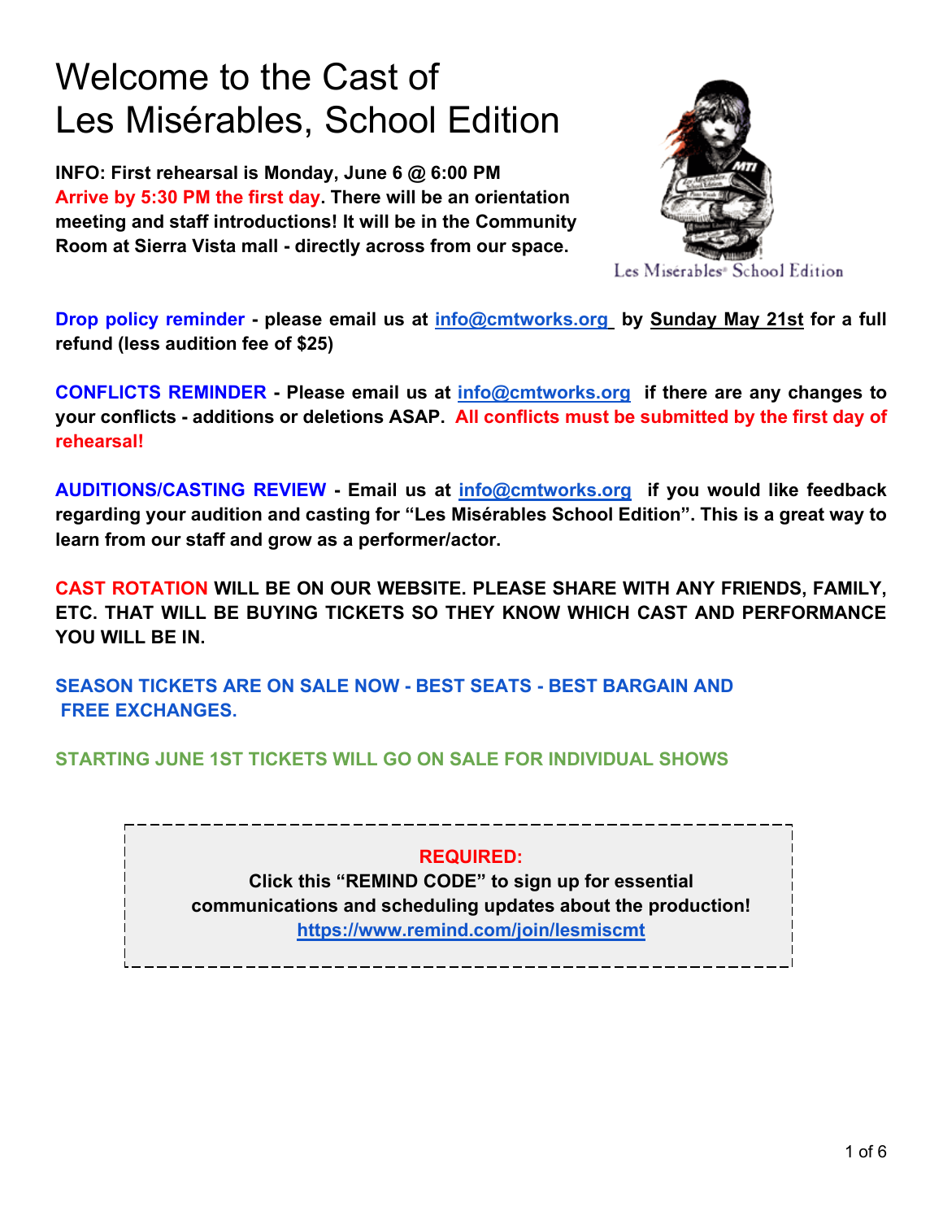# Welcome to the Cast of Les Misérables, School Edition

**INFO: First rehearsal is Monday, June 6 @ 6:00 PM**
**Arrive by 5:30 PM the first day. There will be an orientation meeting and staff introductions! It will be in the Community Room at Sierra Vista mall - directly across from our space.**

Les Misérables® School Edition

**Drop policy reminder - please email us at info@cmtworks.org by Sunday May 21st for a full refund (less audition fee of $25)**

**CONFLICTS REMINDER - Please email us at info@cmtworks.org if there are any changes to your conflicts - additions or deletions ASAP. All conflicts must be submitted by the first day of rehearsal!**

**AUDITIONS/CASTING REVIEW - Email us at info@cmtworks.org if you would like feedback regarding your audition and casting for "Les Misérables School Edition". This is a great way to learn from our staff and grow as a performer/actor.**

**CAST ROTATION WILL BE ON OUR WEBSITE. PLEASE SHARE WITH ANY FRIENDS, FAMILY, ETC. THAT WILL BE BUYING TICKETS SO THEY KNOW WHICH CAST AND PERFORMANCE YOU WILL BE IN.**

**SEASON TICKETS ARE ON SALE NOW - BEST SEATS - BEST BARGAIN AND FREE EXCHANGES.**

**STARTING JUNE 1ST TICKETS WILL GO ON SALE FOR INDIVIDUAL SHOWS**

**REQUIRED:**
**Click this "REMIND CODE" to sign up for essential communications and scheduling updates about the production!**
**https://www.remind.com/join/lesmiscmt**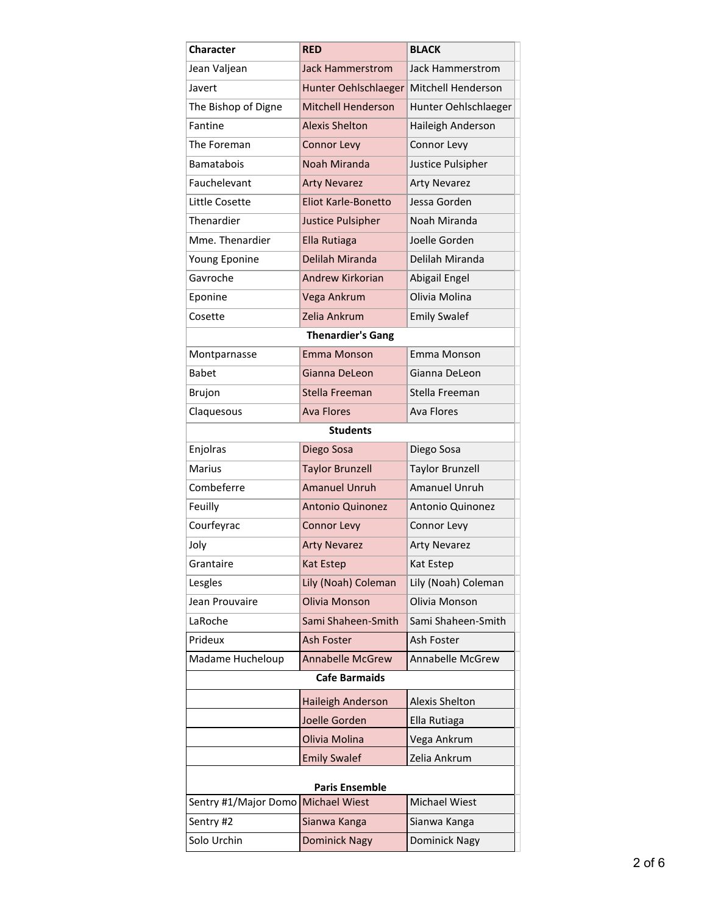| Character | RED | BLACK |
|---|---|---|
| Jean Valjean | Jack Hammerstrom | Jack Hammerstrom |
| Javert | Hunter Oehlschlaeger | Mitchell Henderson |
| The Bishop of Digne | Mitchell Henderson | Hunter Oehlschlaeger |
| Fantine | Alexis Shelton | Haileigh Anderson |
| The Foreman | Connor Levy | Connor Levy |
| Bamatabois | Noah Miranda | Justice Pulsipher |
| Fauchelevant | Arty Nevarez | Arty Nevarez |
| Little Cosette | Eliot Karle-Bonetto | Jessa Gorden |
| Thenardier | Justice Pulsipher | Noah Miranda |
| Mme. Thenardier | Ella Rutiaga | Joelle Gorden |
| Young Eponine | Delilah Miranda | Delilah Miranda |
| Gavroche | Andrew Kirkorian | Abigail Engel |
| Eponine | Vega Ankrum | Olivia Molina |
| Cosette | Zelia Ankrum | Emily Swalef |
| **Thenardier's Gang** | | |
| Montparnasse | Emma Monson | Emma Monson |
| Babet | Gianna DeLeon | Gianna DeLeon |
| Brujon | Stella Freeman | Stella Freeman |
| Claquesous | Ava Flores | Ava Flores |
| **Students** | | |
| Enjolras | Diego Sosa | Diego Sosa |
| Marius | Taylor Brunzell | Taylor Brunzell |
| Combeferre | Amanuel Unruh | Amanuel Unruh |
| Feuilly | Antonio Quinonez | Antonio Quinonez |
| Courfeyrac | Connor Levy | Connor Levy |
| Joly | Arty Nevarez | Arty Nevarez |
| Grantaire | Kat Estep | Kat Estep |
| Lesgles | Lily (Noah) Coleman | Lily (Noah) Coleman |
| Jean Prouvaire | Olivia Monson | Olivia Monson |
| LaRoche | Sami Shaheen-Smith | Sami Shaheen-Smith |
| Prideux | Ash Foster | Ash Foster |
| Madame Hucheloup | Annabelle McGrew | Annabelle McGrew |
| **Cafe Barmaids** | | |
| | Haileigh Anderson | Alexis Shelton |
| | Joelle Gorden | Ella Rutiaga |
| | Olivia Molina | Vega Ankrum |
| | Emily Swalef | Zelia Ankrum |
| **Paris Ensemble** | | |
| Sentry #1/Major Domo | Michael Wiest | Michael Wiest |
| Sentry #2 | Sianwa Kanga | Sianwa Kanga |
| Solo Urchin | Dominick Nagy | Dominick Nagy |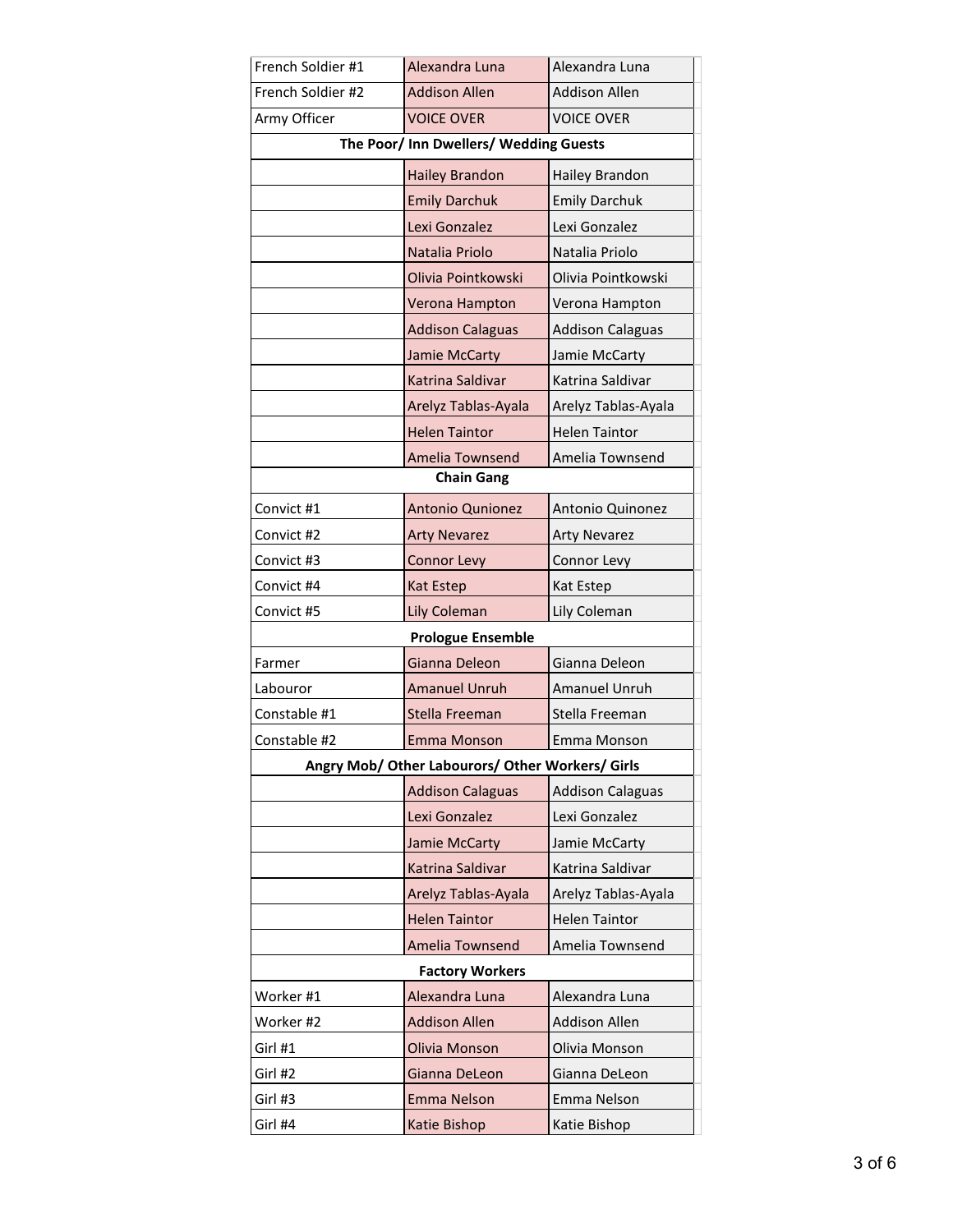| | | |
|---|---|---|
| French Soldier #1 | Alexandra Luna | Alexandra Luna |
| French Soldier #2 | Addison Allen | Addison Allen |
| Army Officer | VOICE OVER | VOICE OVER |
| **The Poor/ Inn Dwellers/ Wedding Guests** | | |
| | Hailey Brandon | Hailey Brandon |
| | Emily Darchuk | Emily Darchuk |
| | Lexi Gonzalez | Lexi Gonzalez |
| | Natalia Priolo | Natalia Priolo |
| | Olivia Pointkowski | Olivia Pointkowski |
| | Verona Hampton | Verona Hampton |
| | Addison Calaguas | Addison Calaguas |
| | Jamie McCarty | Jamie McCarty |
| | Katrina Saldivar | Katrina Saldivar |
| | Arelyz Tablas-Ayala | Arelyz Tablas-Ayala |
| | Helen Taintor | Helen Taintor |
| | Amelia Townsend | Amelia Townsend |
| **Chain Gang** | | |
| Convict #1 | Antonio Qunionez | Antonio Quinonez |
| Convict #2 | Arty Nevarez | Arty Nevarez |
| Convict #3 | Connor Levy | Connor Levy |
| Convict #4 | Kat Estep | Kat Estep |
| Convict #5 | Lily Coleman | Lily Coleman |
| **Prologue Ensemble** | | |
| Farmer | Gianna Deleon | Gianna Deleon |
| Labouror | Amanuel Unruh | Amanuel Unruh |
| Constable #1 | Stella Freeman | Stella Freeman |
| Constable #2 | Emma Monson | Emma Monson |
| **Angry Mob/ Other Labourors/ Other Workers/ Girls** | | |
| | Addison Calaguas | Addison Calaguas |
| | Lexi Gonzalez | Lexi Gonzalez |
| | Jamie McCarty | Jamie McCarty |
| | Katrina Saldivar | Katrina Saldivar |
| | Arelyz Tablas-Ayala | Arelyz Tablas-Ayala |
| | Helen Taintor | Helen Taintor |
| | Amelia Townsend | Amelia Townsend |
| **Factory Workers** | | |
| Worker #1 | Alexandra Luna | Alexandra Luna |
| Worker #2 | Addison Allen | Addison Allen |
| Girl #1 | Olivia Monson | Olivia Monson |
| Girl #2 | Gianna DeLeon | Gianna DeLeon |
| Girl #3 | Emma Nelson | Emma Nelson |
| Girl #4 | Katie Bishop | Katie Bishop |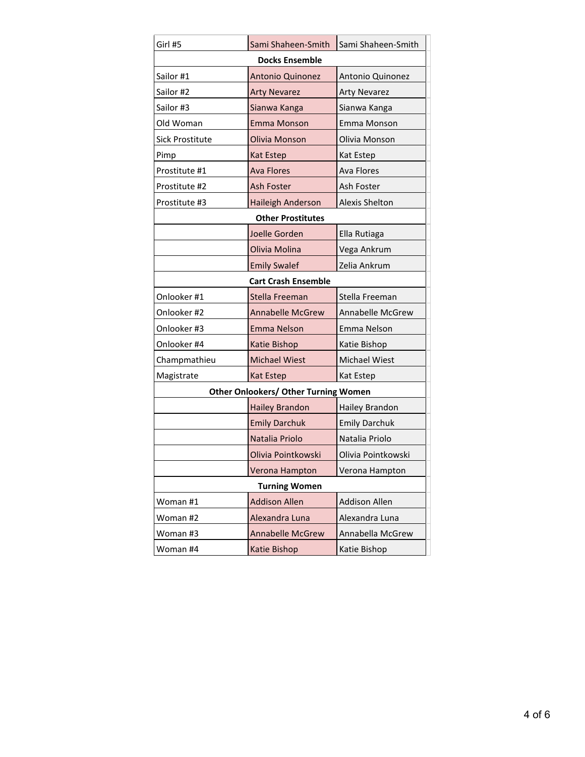| | | |
|---|---|---|
| Girl #5 | Sami Shaheen-Smith | Sami Shaheen-Smith |
| **Docks Ensemble** | | |
| Sailor #1 | Antonio Quinonez | Antonio Quinonez |
| Sailor #2 | Arty Nevarez | Arty Nevarez |
| Sailor #3 | Sianwa Kanga | Sianwa Kanga |
| Old Woman | Emma Monson | Emma Monson |
| Sick Prostitute | Olivia Monson | Olivia Monson |
| Pimp | Kat Estep | Kat Estep |
| Prostitute #1 | Ava Flores | Ava Flores |
| Prostitute #2 | Ash Foster | Ash Foster |
| Prostitute #3 | Haileigh Anderson | Alexis Shelton |
| **Other Prostitutes** | | |
| | Joelle Gorden | Ella Rutiaga |
| | Olivia Molina | Vega Ankrum |
| | Emily Swalef | Zelia Ankrum |
| **Cart Crash Ensemble** | | |
| Onlooker #1 | Stella Freeman | Stella Freeman |
| Onlooker #2 | Annabelle McGrew | Annabelle McGrew |
| Onlooker #3 | Emma Nelson | Emma Nelson |
| Onlooker #4 | Katie Bishop | Katie Bishop |
| Champmathieu | Michael Wiest | Michael Wiest |
| Magistrate | Kat Estep | Kat Estep |
| **Other Onlookers/ Other Turning Women** | | |
| | Hailey Brandon | Hailey Brandon |
| | Emily Darchuk | Emily Darchuk |
| | Natalia Priolo | Natalia Priolo |
| | Olivia Pointkowski | Olivia Pointkowski |
| | Verona Hampton | Verona Hampton |
| **Turning Women** | | |
| Woman #1 | Addison Allen | Addison Allen |
| Woman #2 | Alexandra Luna | Alexandra Luna |
| Woman #3 | Annabelle McGrew | Annabella McGrew |
| Woman #4 | Katie Bishop | Katie Bishop |